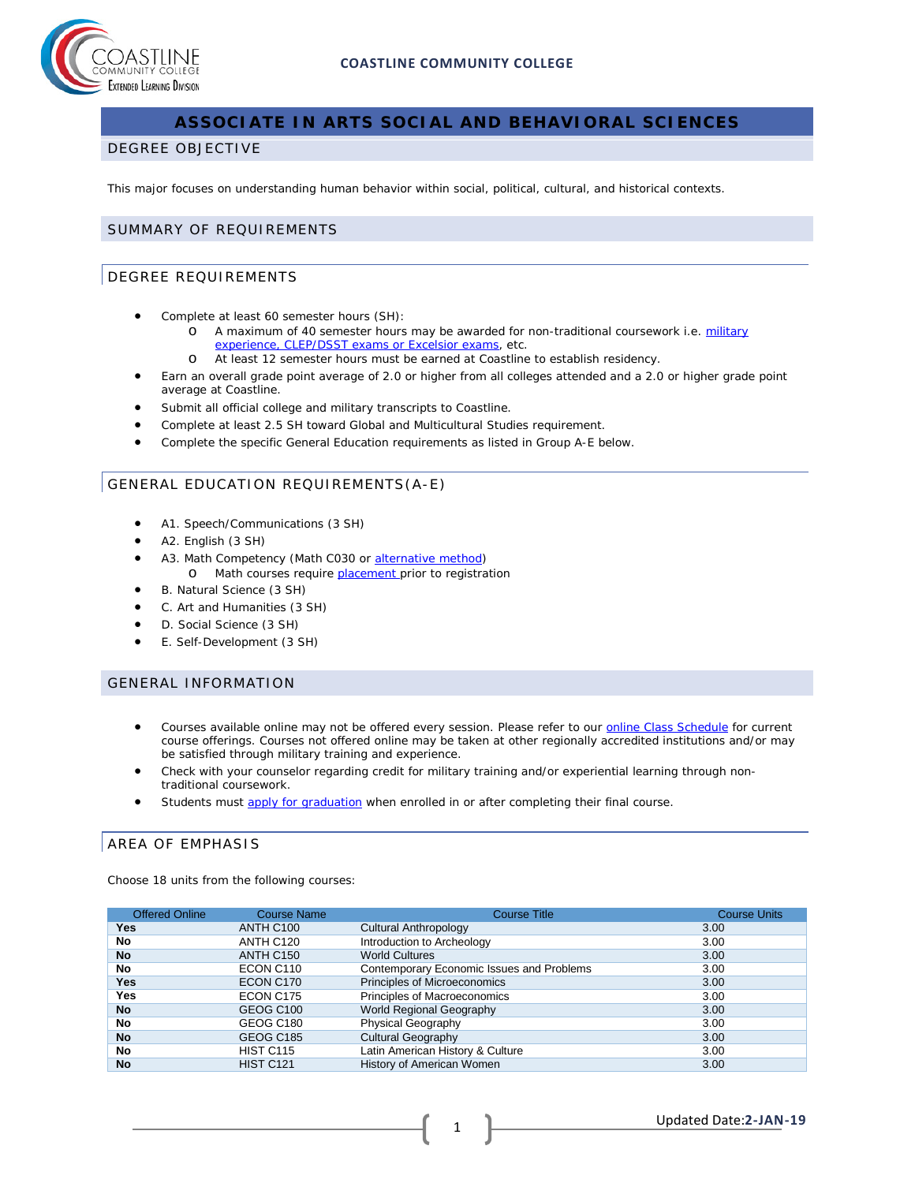COASTLINE COMMUNITY COLLEGE

# ASSOCIATE IN ARTS SOCIAL AND BEHAVIORAL SCIENCES

## DEGREE OBJECTIVE

This major focuses on understanding human behavior within social, political, cultural, and historical contexts.

## SUMMARY OF REQUIREMENTS

### DEGREE REQUIREMENTS

- Complete at least 60 semester hours (SH):
  - A maximum of 40 semester hours may be awarded for non-traditional coursework i.e. military experience, CLEP/DSST exams or Excelsior exams, etc.
  - At least 12 semester hours must be earned at Coastline to establish residency.
- Earn an overall grade point average of 2.0 or higher from all colleges attended and a 2.0 or higher grade point average at Coastline.
- Submit all official college and military transcripts to Coastline.
- Complete at least 2.5 SH toward Global and Multicultural Studies requirement.
- Complete the specific General Education requirements as listed in Group A-E below.

### GENERAL EDUCATION REQUIREMENTS(A-E)

- A1. Speech/Communications (3 SH)
- A2. English (3 SH)
- A3. Math Competency (Math C030 or alternative method)
  - Math courses require placement prior to registration
- B. Natural Science (3 SH)
- C. Art and Humanities (3 SH)
- D. Social Science (3 SH)
- E. Self-Development (3 SH)

## GENERAL INFORMATION

- Courses available online may not be offered every session. Please refer to our online Class Schedule for current course offerings. Courses not offered online may be taken at other regionally accredited institutions and/or may be satisfied through military training and experience.
- Check with your counselor regarding credit for military training and/or experiential learning through non-traditional coursework.
- Students must apply for graduation when enrolled in or after completing their final course.

### AREA OF EMPHASIS

Choose 18 units from the following courses:

| Offered Online | Course Name | Course Title | Course Units |
|---|---|---|---|
| **Yes** | ANTH C100 | Cultural Anthropology | 3.00 |
| **No** | ANTH C120 | Introduction to Archeology | 3.00 |
| **No** | ANTH C150 | World Cultures | 3.00 |
| **No** | ECON C110 | Contemporary Economic Issues and Problems | 3.00 |
| **Yes** | ECON C170 | Principles of Microeconomics | 3.00 |
| **Yes** | ECON C175 | Principles of Macroeconomics | 3.00 |
| **No** | GEOG C100 | World Regional Geography | 3.00 |
| **No** | GEOG C180 | Physical Geography | 3.00 |
| **No** | GEOG C185 | Cultural Geography | 3.00 |
| **No** | HIST C115 | Latin American History & Culture | 3.00 |
| **No** | HIST C121 | History of American Women | 3.00 |

Updated Date: **2-JAN-19**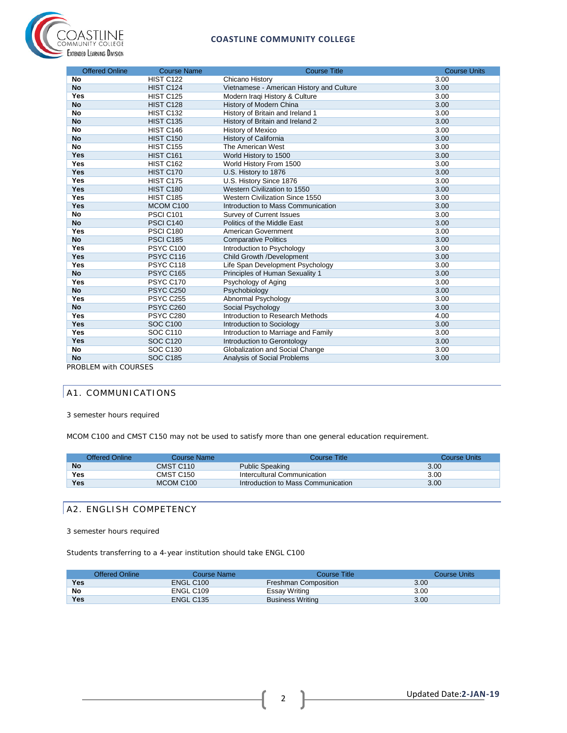| Offered Online | Course Name | Course Title | Course Units |
|---|---|---|---|
| **No** | HIST C122 | Chicano History | 3.00 |
| **No** | HIST C124 | Vietnamese - American History and Culture | 3.00 |
| **Yes** | HIST C125 | Modern Iraqi History & Culture | 3.00 |
| **No** | HIST C128 | History of Modern China | 3.00 |
| **No** | HIST C132 | History of Britain and Ireland 1 | 3.00 |
| **No** | HIST C135 | History of Britain and Ireland 2 | 3.00 |
| **No** | HIST C146 | History of Mexico | 3.00 |
| **No** | HIST C150 | History of California | 3.00 |
| **No** | HIST C155 | The American West | 3.00 |
| **Yes** | HIST C161 | World History to 1500 | 3.00 |
| **Yes** | HIST C162 | World History From 1500 | 3.00 |
| **Yes** | HIST C170 | U.S. History to 1876 | 3.00 |
| **Yes** | HIST C175 | U.S. History Since 1876 | 3.00 |
| **Yes** | HIST C180 | Western Civilization to 1550 | 3.00 |
| **Yes** | HIST C185 | Western Civilization Since 1550 | 3.00 |
| **Yes** | MCOM C100 | Introduction to Mass Communication | 3.00 |
| **No** | PSCI C101 | Survey of Current Issues | 3.00 |
| **No** | PSCI C140 | Politics of the Middle East | 3.00 |
| **Yes** | PSCI C180 | American Government | 3.00 |
| **No** | PSCI C185 | Comparative Politics | 3.00 |
| **Yes** | PSYC C100 | Introduction to Psychology | 3.00 |
| **Yes** | PSYC C116 | Child Growth /Development | 3.00 |
| **Yes** | PSYC C118 | Life Span Development Psychology | 3.00 |
| **No** | PSYC C165 | Principles of Human Sexuality 1 | 3.00 |
| **Yes** | PSYC C170 | Psychology of Aging | 3.00 |
| **No** | PSYC C250 | Psychobiology | 3.00 |
| **Yes** | PSYC C255 | Abnormal Psychology | 3.00 |
| **No** | PSYC C260 | Social Psychology | 3.00 |
| **Yes** | PSYC C280 | Introduction to Research Methods | 4.00 |
| **Yes** | SOC C100 | Introduction to Sociology | 3.00 |
| **Yes** | SOC C110 | Introduction to Marriage and Family | 3.00 |
| **Yes** | SOC C120 | Introduction to Gerontology | 3.00 |
| **No** | SOC C130 | Globalization and Social Change | 3.00 |
| **No** | SOC C185 | Analysis of Social Problems | 3.00 |

PROBLEM with COURSES

## A1. COMMUNICATIONS

3 semester hours required

MCOM C100 and CMST C150 may not be used to satisfy more than one general education requirement.

| Offered Online | Course Name | Course Title | Course Units |
|---|---|---|---|
| **No** | CMST C110 | Public Speaking | 3.00 |
| **Yes** | CMST C150 | Intercultural Communication | 3.00 |
| **Yes** | MCOM C100 | Introduction to Mass Communication | 3.00 |

## A2. ENGLISH COMPETENCY

3 semester hours required

Students transferring to a 4-year institution should take ENGL C100

| Offered Online | Course Name | Course Title | Course Units |
|---|---|---|---|
| **Yes** | ENGL C100 | Freshman Composition | 3.00 |
| **No** | ENGL C109 | Essay Writing | 3.00 |
| **Yes** | ENGL C135 | Business Writing | 3.00 |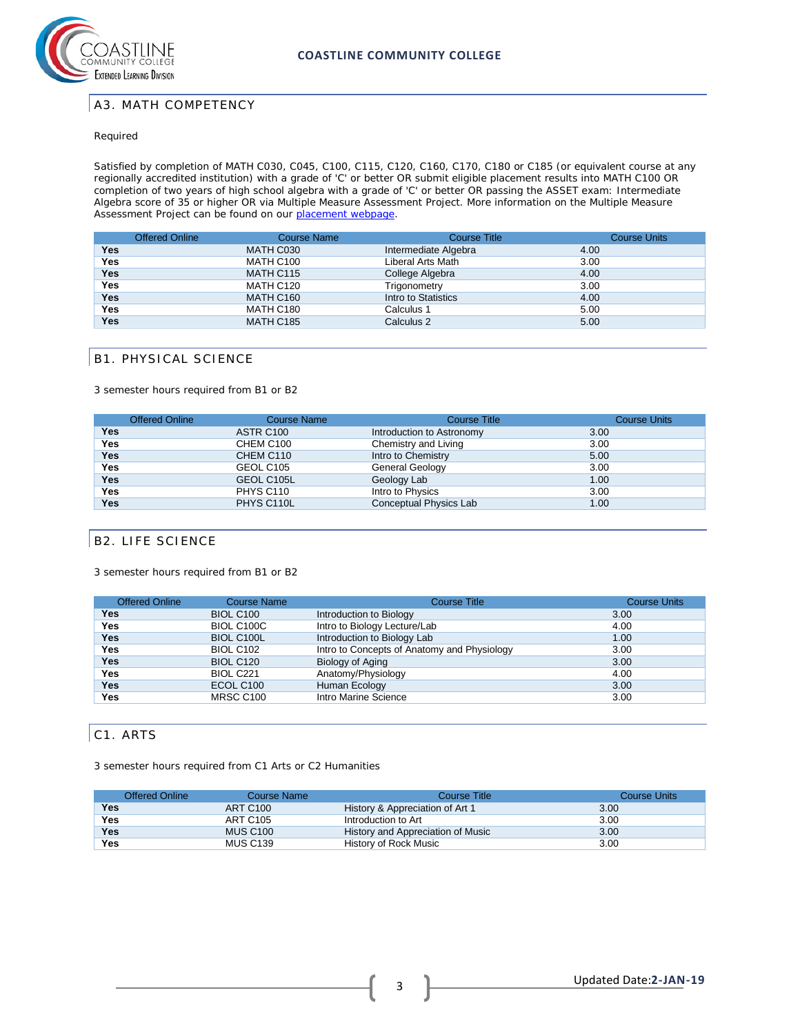## A3. MATH COMPETENCY

Required

Satisfied by completion of MATH C030, C045, C100, C115, C120, C160, C170, C180 or C185 (or equivalent course at any regionally accredited institution) with a grade of 'C' or better OR submit eligible placement results into MATH C100 OR completion of two years of high school algebra with a grade of 'C' or better OR passing the ASSET exam: Intermediate Algebra score of 35 or higher OR via Multiple Measure Assessment Project. More information on the Multiple Measure Assessment Project can be found on our placement webpage.

| Offered Online | Course Name | Course Title | Course Units |
|---|---|---|---|
| **Yes** | MATH C030 | Intermediate Algebra | 4.00 |
| **Yes** | MATH C100 | Liberal Arts Math | 3.00 |
| **Yes** | MATH C115 | College Algebra | 4.00 |
| **Yes** | MATH C120 | Trigonometry | 3.00 |
| **Yes** | MATH C160 | Intro to Statistics | 4.00 |
| **Yes** | MATH C180 | Calculus 1 | 5.00 |
| **Yes** | MATH C185 | Calculus 2 | 5.00 |

## B1. PHYSICAL SCIENCE

3 semester hours required from B1 or B2

| Offered Online | Course Name | Course Title | Course Units |
|---|---|---|---|
| **Yes** | ASTR C100 | Introduction to Astronomy | 3.00 |
| **Yes** | CHEM C100 | Chemistry and Living | 3.00 |
| **Yes** | CHEM C110 | Intro to Chemistry | 5.00 |
| **Yes** | GEOL C105 | General Geology | 3.00 |
| **Yes** | GEOL C105L | Geology Lab | 1.00 |
| **Yes** | PHYS C110 | Intro to Physics | 3.00 |
| **Yes** | PHYS C110L | Conceptual Physics Lab | 1.00 |

## B2. LIFE SCIENCE

3 semester hours required from B1 or B2

| Offered Online | Course Name | Course Title | Course Units |
|---|---|---|---|
| **Yes** | BIOL C100 | Introduction to Biology | 3.00 |
| **Yes** | BIOL C100C | Intro to Biology Lecture/Lab | 4.00 |
| **Yes** | BIOL C100L | Introduction to Biology Lab | 1.00 |
| **Yes** | BIOL C102 | Intro to Concepts of Anatomy and Physiology | 3.00 |
| **Yes** | BIOL C120 | Biology of Aging | 3.00 |
| **Yes** | BIOL C221 | Anatomy/Physiology | 4.00 |
| **Yes** | ECOL C100 | Human Ecology | 3.00 |
| **Yes** | MRSC C100 | Intro Marine Science | 3.00 |

## C1. ARTS

3 semester hours required from C1 Arts or C2 Humanities

| Offered Online | Course Name | Course Title | Course Units |
|---|---|---|---|
| **Yes** | ART C100 | History & Appreciation of Art 1 | 3.00 |
| **Yes** | ART C105 | Introduction to Art | 3.00 |
| **Yes** | MUS C100 | History and Appreciation of Music | 3.00 |
| **Yes** | MUS C139 | History of Rock Music | 3.00 |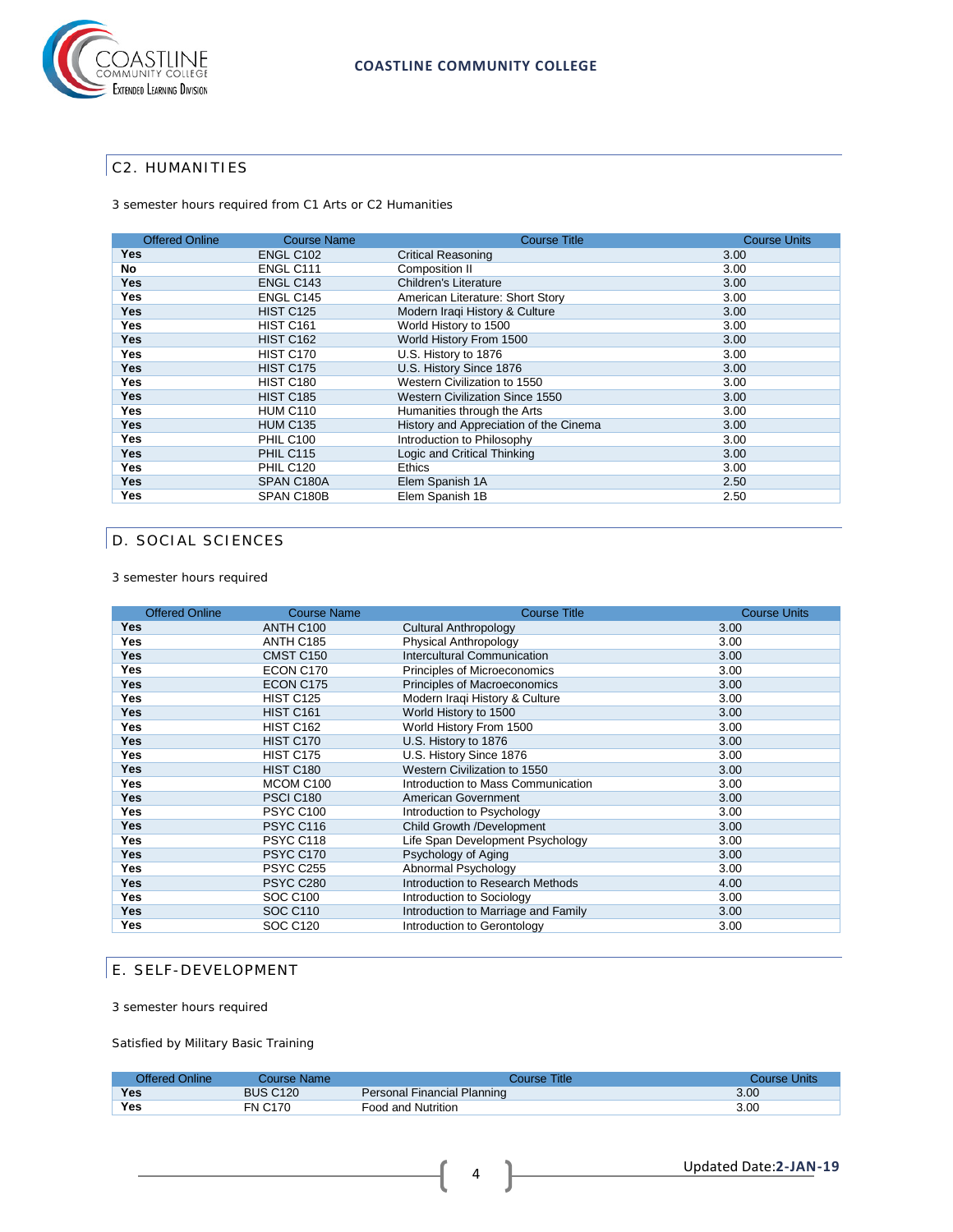## C2. HUMANITIES

3 semester hours required from C1 Arts or C2 Humanities

| Offered Online | Course Name | Course Title | Course Units |
|---|---|---|---|
| Yes | ENGL C102 | Critical Reasoning | 3.00 |
| No | ENGL C111 | Composition II | 3.00 |
| Yes | ENGL C143 | Children's Literature | 3.00 |
| Yes | ENGL C145 | American Literature: Short Story | 3.00 |
| Yes | HIST C125 | Modern Iraqi History & Culture | 3.00 |
| Yes | HIST C161 | World History to 1500 | 3.00 |
| Yes | HIST C162 | World History From 1500 | 3.00 |
| Yes | HIST C170 | U.S. History to 1876 | 3.00 |
| Yes | HIST C175 | U.S. History Since 1876 | 3.00 |
| Yes | HIST C180 | Western Civilization to 1550 | 3.00 |
| Yes | HIST C185 | Western Civilization Since 1550 | 3.00 |
| Yes | HUM C110 | Humanities through the Arts | 3.00 |
| Yes | HUM C135 | History and Appreciation of the Cinema | 3.00 |
| Yes | PHIL C100 | Introduction to Philosophy | 3.00 |
| Yes | PHIL C115 | Logic and Critical Thinking | 3.00 |
| Yes | PHIL C120 | Ethics | 3.00 |
| Yes | SPAN C180A | Elem Spanish 1A | 2.50 |
| Yes | SPAN C180B | Elem Spanish 1B | 2.50 |

## D. SOCIAL SCIENCES

3 semester hours required

| Offered Online | Course Name | Course Title | Course Units |
|---|---|---|---|
| Yes | ANTH C100 | Cultural Anthropology | 3.00 |
| Yes | ANTH C185 | Physical Anthropology | 3.00 |
| Yes | CMST C150 | Intercultural Communication | 3.00 |
| Yes | ECON C170 | Principles of Microeconomics | 3.00 |
| Yes | ECON C175 | Principles of Macroeconomics | 3.00 |
| Yes | HIST C125 | Modern Iraqi History & Culture | 3.00 |
| Yes | HIST C161 | World History to 1500 | 3.00 |
| Yes | HIST C162 | World History From 1500 | 3.00 |
| Yes | HIST C170 | U.S. History to 1876 | 3.00 |
| Yes | HIST C175 | U.S. History Since 1876 | 3.00 |
| Yes | HIST C180 | Western Civilization to 1550 | 3.00 |
| Yes | MCOM C100 | Introduction to Mass Communication | 3.00 |
| Yes | PSCI C180 | American Government | 3.00 |
| Yes | PSYC C100 | Introduction to Psychology | 3.00 |
| Yes | PSYC C116 | Child Growth /Development | 3.00 |
| Yes | PSYC C118 | Life Span Development Psychology | 3.00 |
| Yes | PSYC C170 | Psychology of Aging | 3.00 |
| Yes | PSYC C255 | Abnormal Psychology | 3.00 |
| Yes | PSYC C280 | Introduction to Research Methods | 4.00 |
| Yes | SOC C100 | Introduction to Sociology | 3.00 |
| Yes | SOC C110 | Introduction to Marriage and Family | 3.00 |
| Yes | SOC C120 | Introduction to Gerontology | 3.00 |

## E. SELF-DEVELOPMENT

3 semester hours required

Satisfied by Military Basic Training

| Offered Online | Course Name | Course Title | Course Units |
|---|---|---|---|
| Yes | BUS C120 | Personal Financial Planning | 3.00 |
| Yes | FN C170 | Food and Nutrition | 3.00 |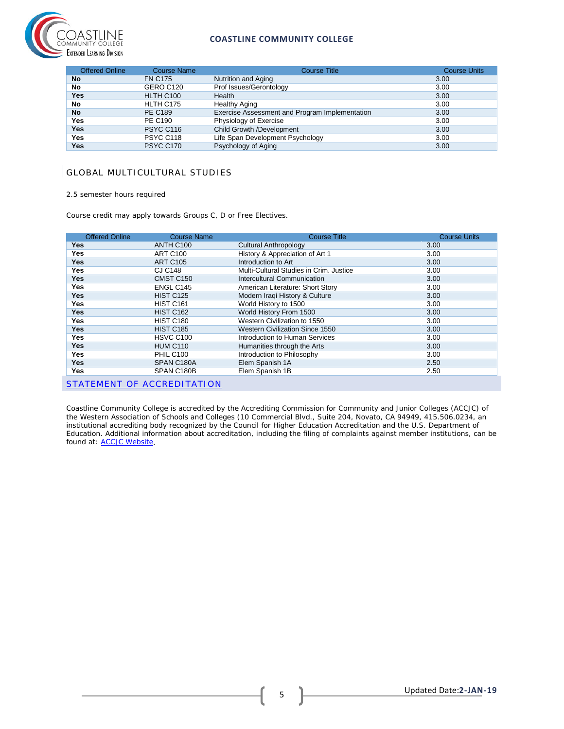| Offered Online | Course Name | Course Title | Course Units |
|---|---|---|---|
| **No** | FN C175 | Nutrition and Aging | 3.00 |
| **No** | GERO C120 | Prof Issues/Gerontology | 3.00 |
| **Yes** | HLTH C100 | Health | 3.00 |
| **No** | HLTH C175 | Healthy Aging | 3.00 |
| **No** | PE C189 | Exercise Assessment and Program Implementation | 3.00 |
| **Yes** | PE C190 | Physiology of Exercise | 3.00 |
| **Yes** | PSYC C116 | Child Growth /Development | 3.00 |
| **Yes** | PSYC C118 | Life Span Development Psychology | 3.00 |
| **Yes** | PSYC C170 | Psychology of Aging | 3.00 |

## GLOBAL MULTICULTURAL STUDIES

2.5 semester hours required

Course credit may apply towards Groups C, D or Free Electives.

| Offered Online | Course Name | Course Title | Course Units |
|---|---|---|---|
| **Yes** | ANTH C100 | Cultural Anthropology | 3.00 |
| **Yes** | ART C100 | History & Appreciation of Art 1 | 3.00 |
| **Yes** | ART C105 | Introduction to Art | 3.00 |
| **Yes** | CJ C148 | Multi-Cultural Studies in Crim. Justice | 3.00 |
| **Yes** | CMST C150 | Intercultural Communication | 3.00 |
| **Yes** | ENGL C145 | American Literature: Short Story | 3.00 |
| **Yes** | HIST C125 | Modern Iraqi History & Culture | 3.00 |
| **Yes** | HIST C161 | World History to 1500 | 3.00 |
| **Yes** | HIST C162 | World History From 1500 | 3.00 |
| **Yes** | HIST C180 | Western Civilization to 1550 | 3.00 |
| **Yes** | HIST C185 | Western Civilization Since 1550 | 3.00 |
| **Yes** | HSVC C100 | Introduction to Human Services | 3.00 |
| **Yes** | HUM C110 | Humanities through the Arts | 3.00 |
| **Yes** | PHIL C100 | Introduction to Philosophy | 3.00 |
| **Yes** | SPAN C180A | Elem Spanish 1A | 2.50 |
| **Yes** | SPAN C180B | Elem Spanish 1B | 2.50 |

## STATEMENT OF ACCREDITATION

Coastline Community College is accredited by the Accrediting Commission for Community and Junior Colleges (ACCJC) of the Western Association of Schools and Colleges (10 Commercial Blvd., Suite 204, Novato, CA 94949, 415.506.0234, an institutional accrediting body recognized by the Council for Higher Education Accreditation and the U.S. Department of Education. Additional information about accreditation, including the filing of complaints against member institutions, can be found at: ACCJC Website.